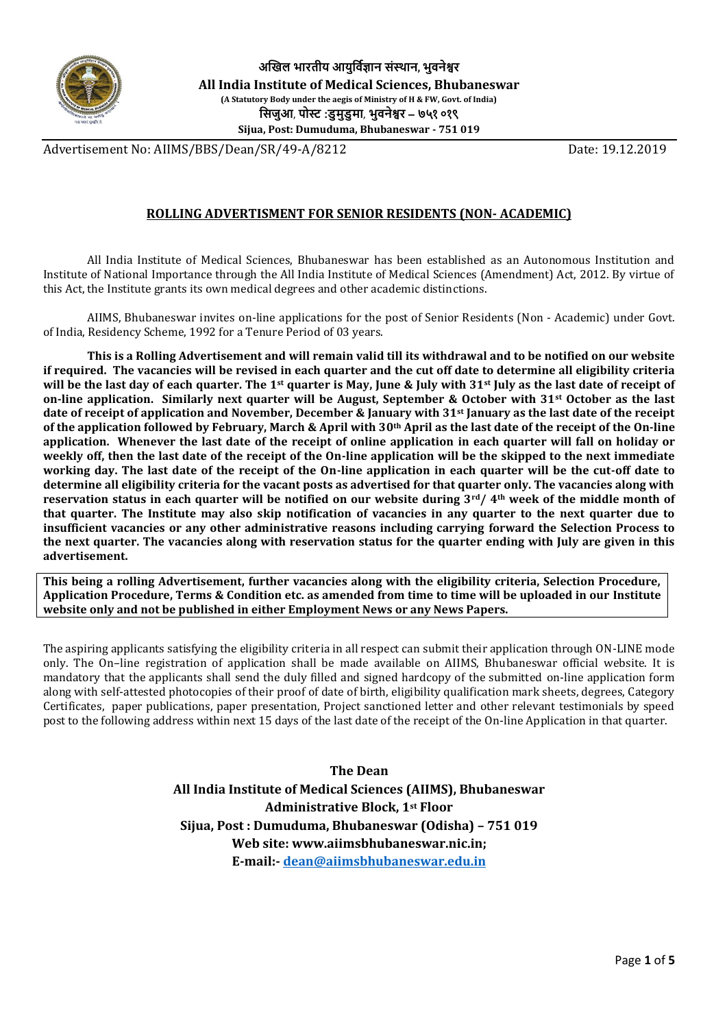**अखिल भारतीय आयुर्विज्ञान संस्थान, भुवनेश्वर**

**All India Institute of Medical Sciences, Bhubaneswar**

**(A Statutory Body under the aegis of Ministry of H & FW, Govt. of India)**

**सिजुआ, पोस्ट :डुमुडुमा, भुवनेश्वर – ७५१ ०१९**

**Sijua, Post: Dumuduma, Bhubaneswar - 751 019**

Advertisement No: AIIMS/BBS/Dean/SR/49-A/8212 Date: 19.12.2019

## ROLLING ADVERTISMENT FOR SENIOR RESIDENTS (NON- ACADEMIC)

All India Institute of Medical Sciences, Bhubaneswar has been established as an Autonomous Institution and Institute of National Importance through the All India Institute of Medical Sciences (Amendment) Act, 2012. By virtue of this Act, the Institute grants its own medical degrees and other academic distinctions.

AIIMS, Bhubaneswar invites on-line applications for the post of Senior Residents (Non - Academic) under Govt. of India, Residency Scheme, 1992 for a Tenure Period of 03 years.

**This is a Rolling Advertisement and will remain valid till its withdrawal and to be notified on our website if required. The vacancies will be revised in each quarter and the cut off date to determine all eligibility criteria will be the last day of each quarter. The 1st quarter is May, June & July with 31st July as the last date of receipt of on-line application. Similarly next quarter will be August, September & October with 31st October as the last date of receipt of application and November, December & January with 31st January as the last date of the receipt of the application followed by February, March & April with 30th April as the last date of the receipt of the On-line application. Whenever the last date of the receipt of online application in each quarter will fall on holiday or weekly off, then the last date of the receipt of the On-line application will be the skipped to the next immediate working day. The last date of the receipt of the On-line application in each quarter will be the cut-off date to determine all eligibility criteria for the vacant posts as advertised for that quarter only. The vacancies along with reservation status in each quarter will be notified on our website during 3rd/ 4th week of the middle month of that quarter. The Institute may also skip notification of vacancies in any quarter to the next quarter due to insufficient vacancies or any other administrative reasons including carrying forward the Selection Process to the next quarter. The vacancies along with reservation status for the quarter ending with July are given in this advertisement.**

**This being a rolling Advertisement, further vacancies along with the eligibility criteria, Selection Procedure, Application Procedure, Terms & Condition etc. as amended from time to time will be uploaded in our Institute website only and not be published in either Employment News or any News Papers.**

The aspiring applicants satisfying the eligibility criteria in all respect can submit their application through ON-LINE mode only. The On–line registration of application shall be made available on AIIMS, Bhubaneswar official website. It is mandatory that the applicants shall send the duly filled and signed hardcopy of the submitted on-line application form along with self-attested photocopies of their proof of date of birth, eligibility qualification mark sheets, degrees, Category Certificates, paper publications, paper presentation, Project sanctioned letter and other relevant testimonials by speed post to the following address within next 15 days of the last date of the receipt of the On-line Application in that quarter.

**The Dean**
**All India Institute of Medical Sciences (AIIMS), Bhubaneswar**
**Administrative Block, 1st Floor**
**Sijua, Post : Dumuduma, Bhubaneswar (Odisha) – 751 019**
**Web site: www.aiimsbhubaneswar.nic.in;**
**E-mail:- dean@aiimsbhubaneswar.edu.in**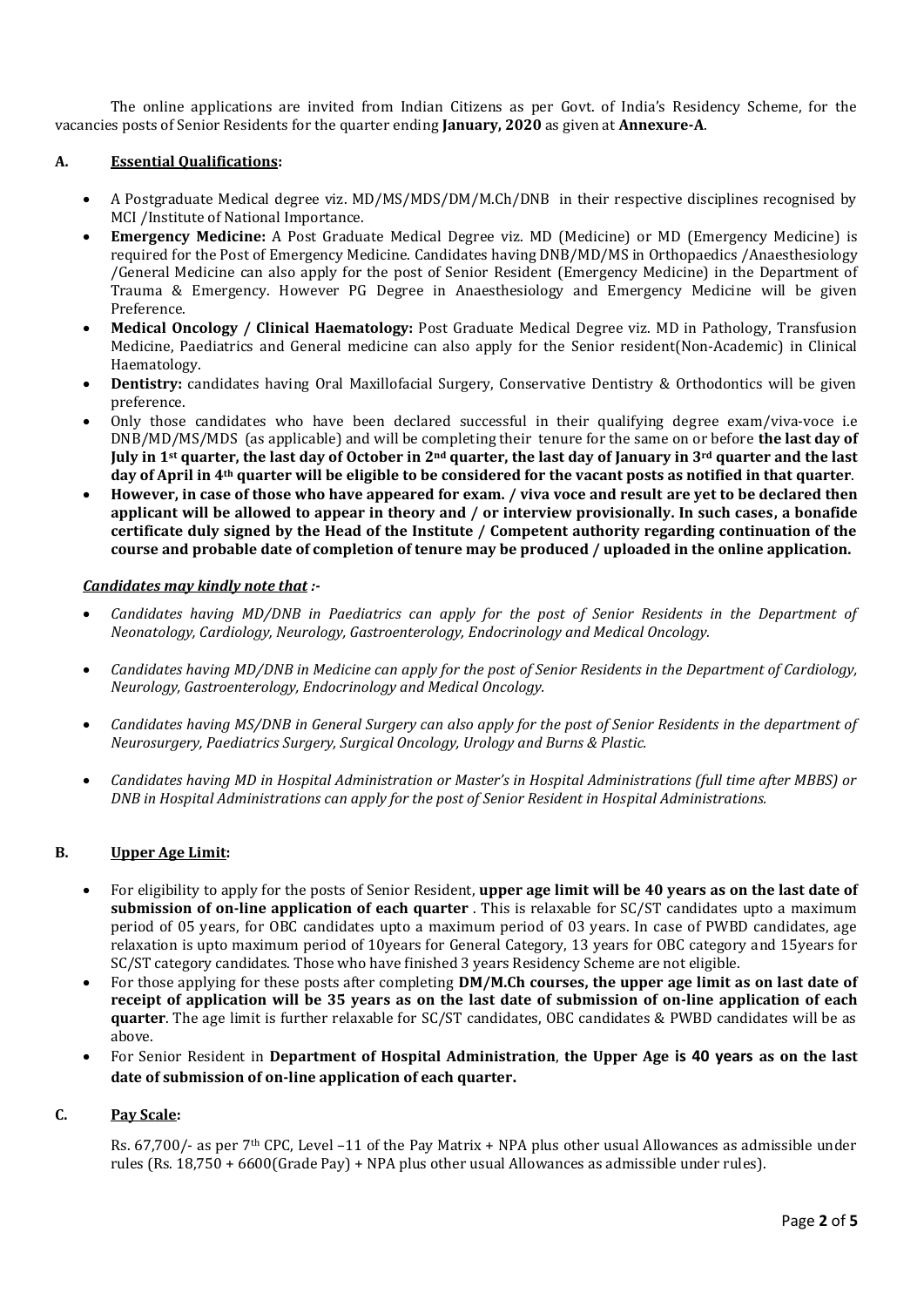The online applications are invited from Indian Citizens as per Govt. of India's Residency Scheme, for the vacancies posts of Senior Residents for the quarter ending **January, 2020** as given at **Annexure-A**.

## A. Essential Qualifications:

- A Postgraduate Medical degree viz. MD/MS/MDS/DM/M.Ch/DNB in their respective disciplines recognised by MCI /Institute of National Importance.
- **Emergency Medicine:** A Post Graduate Medical Degree viz. MD (Medicine) or MD (Emergency Medicine) is required for the Post of Emergency Medicine. Candidates having DNB/MD/MS in Orthopaedics /Anaesthesiology /General Medicine can also apply for the post of Senior Resident (Emergency Medicine) in the Department of Trauma & Emergency. However PG Degree in Anaesthesiology and Emergency Medicine will be given Preference.
- **Medical Oncology / Clinical Haematology:** Post Graduate Medical Degree viz. MD in Pathology, Transfusion Medicine, Paediatrics and General medicine can also apply for the Senior resident(Non-Academic) in Clinical Haematology.
- **Dentistry:** candidates having Oral Maxillofacial Surgery, Conservative Dentistry & Orthodontics will be given preference.
- Only those candidates who have been declared successful in their qualifying degree exam/viva-voce i.e DNB/MD/MS/MDS (as applicable) and will be completing their tenure for the same on or before **the last day of July in 1st quarter, the last day of October in 2nd quarter, the last day of January in 3rd quarter and the last day of April in 4th quarter will be eligible to be considered for the vacant posts as notified in that quarter**.
- **However, in case of those who have appeared for exam. / viva voce and result are yet to be declared then applicant will be allowed to appear in theory and / or interview provisionally. In such cases, a bonafide certificate duly signed by the Head of the Institute / Competent authority regarding continuation of the course and probable date of completion of tenure may be produced / uploaded in the online application.**

***Candidates may kindly note that :-***

- *Candidates having MD/DNB in Paediatrics can apply for the post of Senior Residents in the Department of Neonatology, Cardiology, Neurology, Gastroenterology, Endocrinology and Medical Oncology.*
- *Candidates having MD/DNB in Medicine can apply for the post of Senior Residents in the Department of Cardiology, Neurology, Gastroenterology, Endocrinology and Medical Oncology.*
- *Candidates having MS/DNB in General Surgery can also apply for the post of Senior Residents in the department of Neurosurgery, Paediatrics Surgery, Surgical Oncology, Urology and Burns & Plastic.*
- *Candidates having MD in Hospital Administration or Master's in Hospital Administrations (full time after MBBS) or DNB in Hospital Administrations can apply for the post of Senior Resident in Hospital Administrations.*

## B. Upper Age Limit:

- For eligibility to apply for the posts of Senior Resident, **upper age limit will be 40 years as on the last date of submission of on-line application of each quarter** . This is relaxable for SC/ST candidates upto a maximum period of 05 years, for OBC candidates upto a maximum period of 03 years. In case of PWBD candidates, age relaxation is upto maximum period of 10years for General Category, 13 years for OBC category and 15years for SC/ST category candidates. Those who have finished 3 years Residency Scheme are not eligible.
- For those applying for these posts after completing **DM/M.Ch courses, the upper age limit as on last date of receipt of application will be 35 years as on the last date of submission of on-line application of each quarter**. The age limit is further relaxable for SC/ST candidates, OBC candidates & PWBD candidates will be as above.
- For Senior Resident in **Department of Hospital Administration**, **the Upper Age is 40 years as on the last date of submission of on-line application of each quarter.**

## C. Pay Scale:

Rs. 67,700/- as per 7th CPC, Level –11 of the Pay Matrix + NPA plus other usual Allowances as admissible under rules (Rs. 18,750 + 6600(Grade Pay) + NPA plus other usual Allowances as admissible under rules).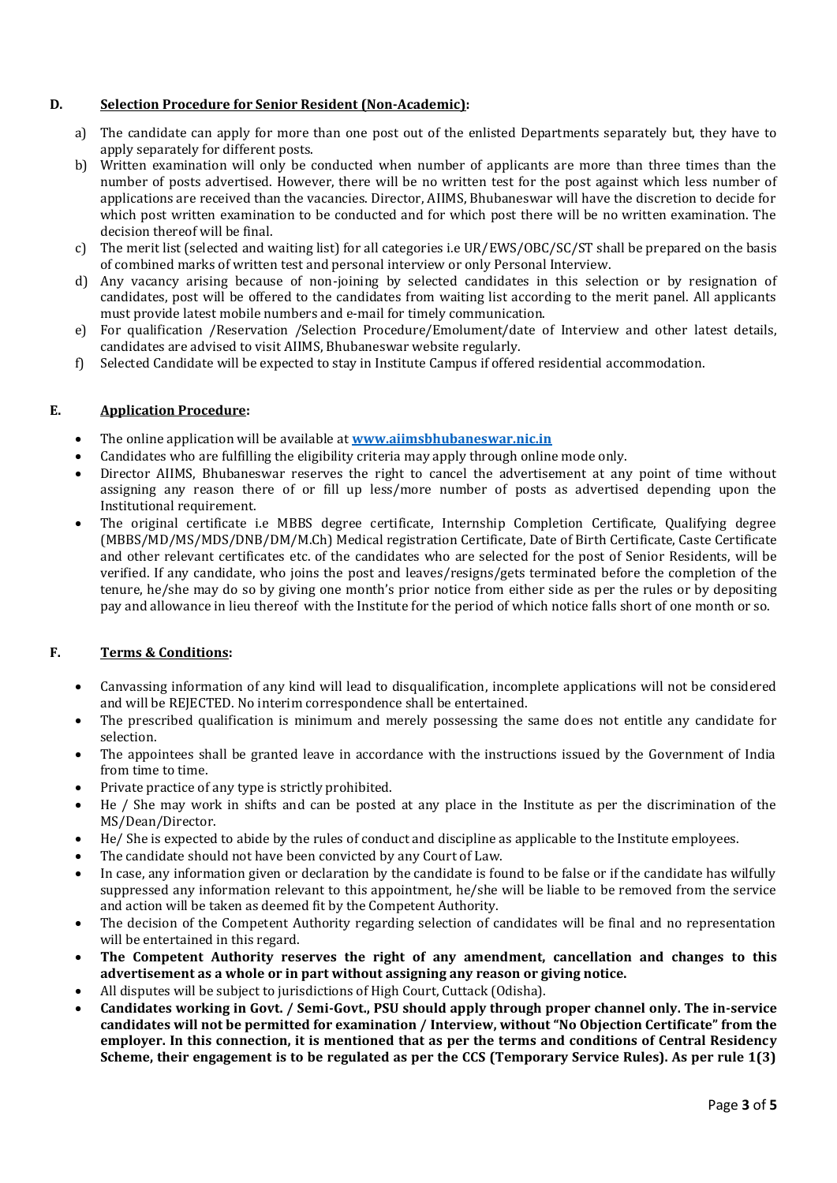## D. Selection Procedure for Senior Resident (Non-Academic):

a) The candidate can apply for more than one post out of the enlisted Departments separately but, they have to apply separately for different posts.

b) Written examination will only be conducted when number of applicants are more than three times than the number of posts advertised. However, there will be no written test for the post against which less number of applications are received than the vacancies. Director, AIIMS, Bhubaneswar will have the discretion to decide for which post written examination to be conducted and for which post there will be no written examination. The decision thereof will be final.

c) The merit list (selected and waiting list) for all categories i.e UR/EWS/OBC/SC/ST shall be prepared on the basis of combined marks of written test and personal interview or only Personal Interview.

d) Any vacancy arising because of non-joining by selected candidates in this selection or by resignation of candidates, post will be offered to the candidates from waiting list according to the merit panel. All applicants must provide latest mobile numbers and e-mail for timely communication.

e) For qualification /Reservation /Selection Procedure/Emolument/date of Interview and other latest details, candidates are advised to visit AIIMS, Bhubaneswar website regularly.

f) Selected Candidate will be expected to stay in Institute Campus if offered residential accommodation.

## E. Application Procedure:

- The online application will be available at **www.aiimsbhubaneswar.nic.in**
- Candidates who are fulfilling the eligibility criteria may apply through online mode only.
- Director AIIMS, Bhubaneswar reserves the right to cancel the advertisement at any point of time without assigning any reason there of or fill up less/more number of posts as advertised depending upon the Institutional requirement.
- The original certificate i.e MBBS degree certificate, Internship Completion Certificate, Qualifying degree (MBBS/MD/MS/MDS/DNB/DM/M.Ch) Medical registration Certificate, Date of Birth Certificate, Caste Certificate and other relevant certificates etc. of the candidates who are selected for the post of Senior Residents, will be verified. If any candidate, who joins the post and leaves/resigns/gets terminated before the completion of the tenure, he/she may do so by giving one month's prior notice from either side as per the rules or by depositing pay and allowance in lieu thereof with the Institute for the period of which notice falls short of one month or so.

## F. Terms & Conditions:

- Canvassing information of any kind will lead to disqualification, incomplete applications will not be considered and will be REJECTED. No interim correspondence shall be entertained.
- The prescribed qualification is minimum and merely possessing the same does not entitle any candidate for selection.
- The appointees shall be granted leave in accordance with the instructions issued by the Government of India from time to time.
- Private practice of any type is strictly prohibited.
- He / She may work in shifts and can be posted at any place in the Institute as per the discrimination of the MS/Dean/Director.
- He/ She is expected to abide by the rules of conduct and discipline as applicable to the Institute employees.
- The candidate should not have been convicted by any Court of Law.
- In case, any information given or declaration by the candidate is found to be false or if the candidate has wilfully suppressed any information relevant to this appointment, he/she will be liable to be removed from the service and action will be taken as deemed fit by the Competent Authority.
- The decision of the Competent Authority regarding selection of candidates will be final and no representation will be entertained in this regard.
- **The Competent Authority reserves the right of any amendment, cancellation and changes to this advertisement as a whole or in part without assigning any reason or giving notice.**
- All disputes will be subject to jurisdictions of High Court, Cuttack (Odisha).
- **Candidates working in Govt. / Semi-Govt., PSU should apply through proper channel only. The in-service candidates will not be permitted for examination / Interview, without "No Objection Certificate" from the employer. In this connection, it is mentioned that as per the terms and conditions of Central Residency Scheme, their engagement is to be regulated as per the CCS (Temporary Service Rules). As per rule 1(3)**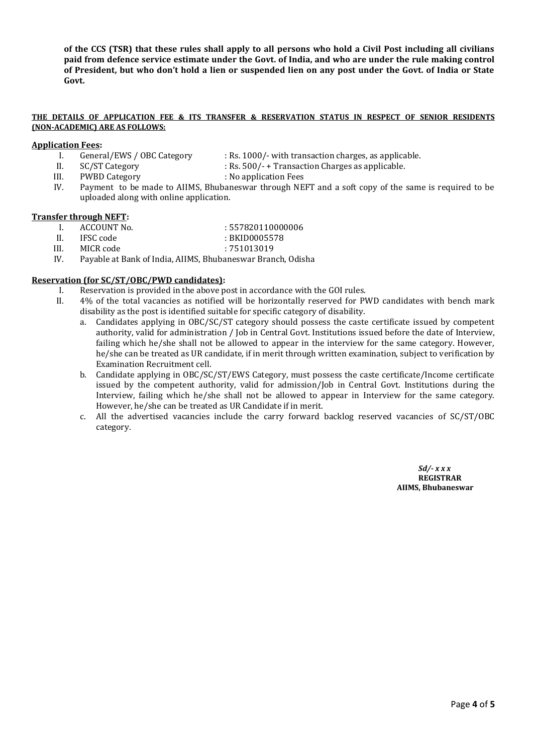**of the CCS (TSR) that these rules shall apply to all persons who hold a Civil Post including all civilians paid from defence service estimate under the Govt. of India, and who are under the rule making control of President, but who don't hold a lien or suspended lien on any post under the Govt. of India or State Govt.**

**THE DETAILS OF APPLICATION FEE & ITS TRANSFER & RESERVATION STATUS IN RESPECT OF SENIOR RESIDENTS (NON-ACADEMIC) ARE AS FOLLOWS:**

**Application Fees:**

I. General/EWS / OBC Category : Rs. 1000/- with transaction charges, as applicable.
II. SC/ST Category : Rs. 500/- + Transaction Charges as applicable.
III. PWBD Category : No application Fees
IV. Payment to be made to AIIMS, Bhubaneswar through NEFT and a soft copy of the same is required to be uploaded along with online application.

**Transfer through NEFT:**

I. ACCOUNT No. : 557820110000006
II. IFSC code : BKID0005578
III. MICR code : 751013019
IV. Payable at Bank of India, AIIMS, Bhubaneswar Branch, Odisha

**Reservation (for SC/ST/OBC/PWD candidates):**

I. Reservation is provided in the above post in accordance with the GOI rules.
II. 4% of the total vacancies as notified will be horizontally reserved for PWD candidates with bench mark disability as the post is identified suitable for specific category of disability.
   a. Candidates applying in OBC/SC/ST category should possess the caste certificate issued by competent authority, valid for administration / Job in Central Govt. Institutions issued before the date of Interview, failing which he/she shall not be allowed to appear in the interview for the same category. However, he/she can be treated as UR candidate, if in merit through written examination, subject to verification by Examination Recruitment cell.
   b. Candidate applying in OBC/SC/ST/EWS Category, must possess the caste certificate/Income certificate issued by the competent authority, valid for admission/Job in Central Govt. Institutions during the Interview, failing which he/she shall not be allowed to appear in Interview for the same category. However, he/she can be treated as UR Candidate if in merit.
   c. All the advertised vacancies include the carry forward backlog reserved vacancies of SC/ST/OBC category.

***Sd/- x x x***
**REGISTRAR**
**AIIMS, Bhubaneswar**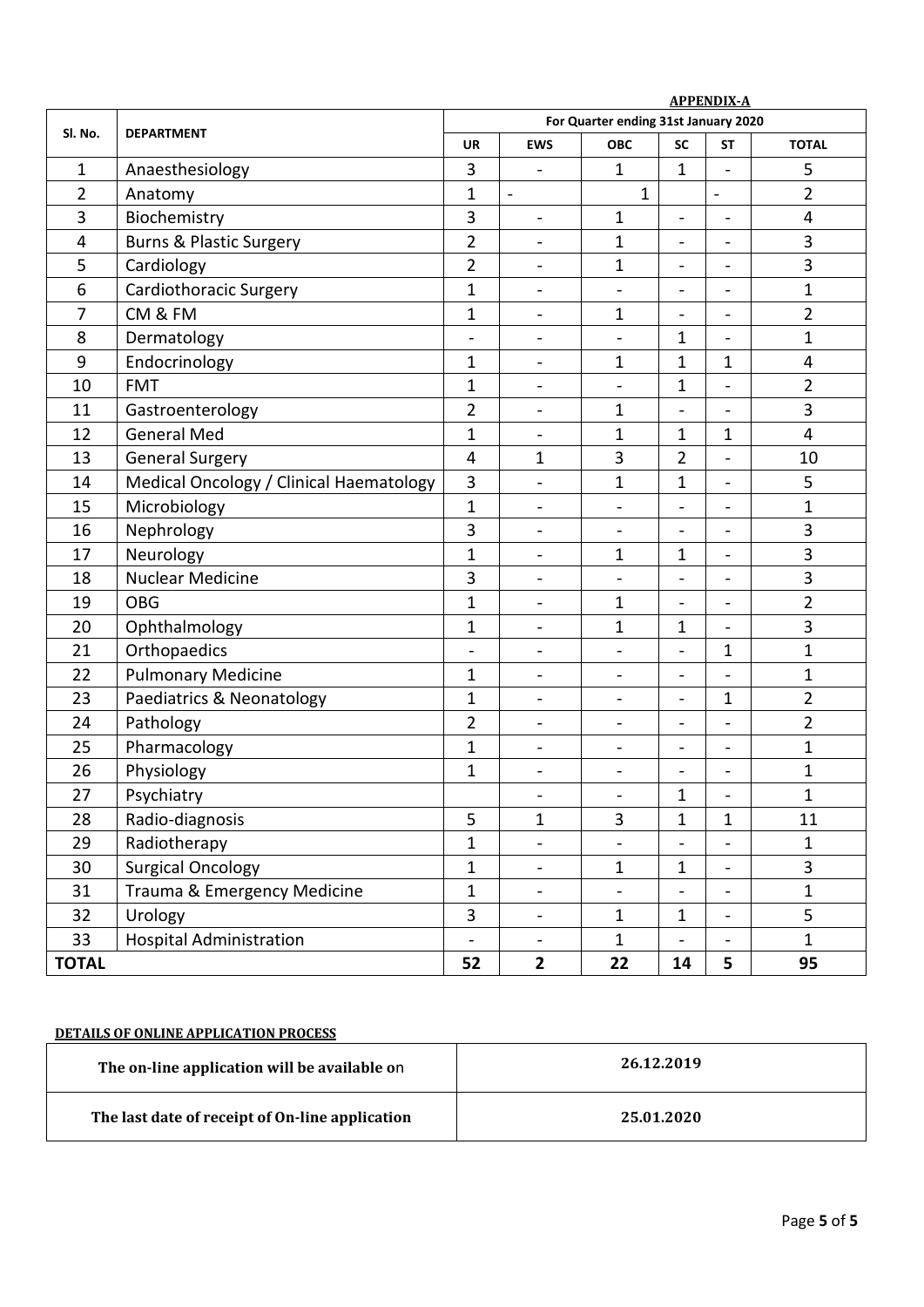**APPENDIX-A**

| Sl. No. | DEPARTMENT | For Quarter ending 31st January 2020 | | | | | |
|---|---|---|---|---|---|---|---|
| | | UR | EWS | OBC | SC | ST | TOTAL |
| 1 | Anaesthesiology | 3 | - | 1 | 1 | - | 5 |
| 2 | Anatomy | 1 | - | 1 | | - | 2 |
| 3 | Biochemistry | 3 | - | 1 | - | - | 4 |
| 4 | Burns & Plastic Surgery | 2 | - | 1 | - | - | 3 |
| 5 | Cardiology | 2 | - | 1 | - | - | 3 |
| 6 | Cardiothoracic Surgery | 1 | - | - | - | - | 1 |
| 7 | CM & FM | 1 | - | 1 | - | - | 2 |
| 8 | Dermatology | - | - | - | 1 | - | 1 |
| 9 | Endocrinology | 1 | - | 1 | 1 | 1 | 4 |
| 10 | FMT | 1 | - | - | 1 | - | 2 |
| 11 | Gastroenterology | 2 | - | 1 | - | - | 3 |
| 12 | General Med | 1 | - | 1 | 1 | 1 | 4 |
| 13 | General Surgery | 4 | 1 | 3 | 2 | - | 10 |
| 14 | Medical Oncology / Clinical Haematology | 3 | - | 1 | 1 | - | 5 |
| 15 | Microbiology | 1 | - | - | - | - | 1 |
| 16 | Nephrology | 3 | - | - | - | - | 3 |
| 17 | Neurology | 1 | - | 1 | 1 | - | 3 |
| 18 | Nuclear Medicine | 3 | - | - | - | - | 3 |
| 19 | OBG | 1 | - | 1 | - | - | 2 |
| 20 | Ophthalmology | 1 | - | 1 | 1 | - | 3 |
| 21 | Orthopaedics | - | - | - | - | 1 | 1 |
| 22 | Pulmonary Medicine | 1 | - | - | - | - | 1 |
| 23 | Paediatrics & Neonatology | 1 | - | - | - | 1 | 2 |
| 24 | Pathology | 2 | - | - | - | - | 2 |
| 25 | Pharmacology | 1 | - | - | - | - | 1 |
| 26 | Physiology | 1 | - | - | - | - | 1 |
| 27 | Psychiatry | | - | - | 1 | - | 1 |
| 28 | Radio-diagnosis | 5 | 1 | 3 | 1 | 1 | 11 |
| 29 | Radiotherapy | 1 | - | - | - | - | 1 |
| 30 | Surgical Oncology | 1 | - | 1 | 1 | - | 3 |
| 31 | Trauma & Emergency Medicine | 1 | - | - | - | - | 1 |
| 32 | Urology | 3 | - | 1 | 1 | - | 5 |
| 33 | Hospital Administration | - | - | 1 | - | - | 1 |
| **TOTAL** | | **52** | **2** | **22** | **14** | **5** | **95** |

**DETAILS OF ONLINE APPLICATION PROCESS**

| | |
|---|---|
| **The on-line application will be available on** | **26.12.2019** |
| **The last date of receipt of On-line application** | **25.01.2020** |